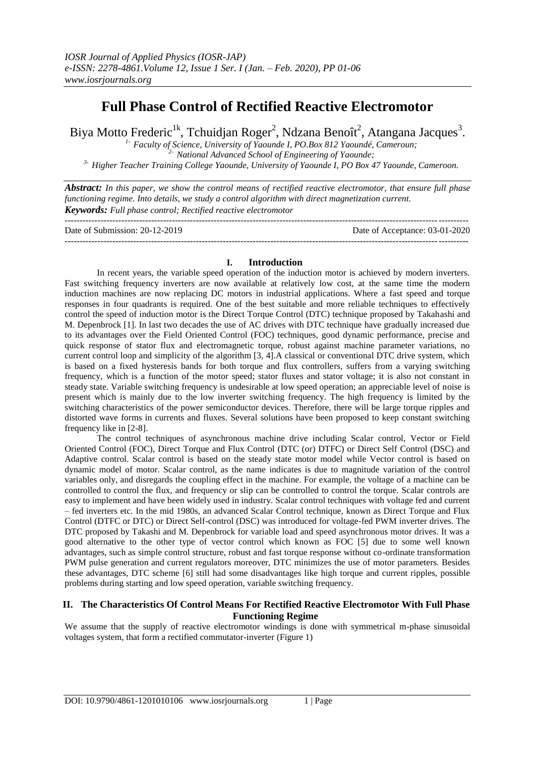# Full Phase Control of Rectified Reactive Electromotor

Biya Motto Frederic[1k], Tchuidjan Roger[2], Ndzana Benoît[2], Atangana Jacques[3].

*[1-] Faculty of Science, University of Yaounde I, PO.Box 812 Yaoundé, Cameroun;*
*[2-] National Advanced School of Engineering of Yaounde;*
*[3-] Higher Teacher Training College Yaounde, University of Yaounde I, PO Box 47 Yaounde, Cameroon.*

***Abstract:*** *In this paper, we show the control means of rectified reactive electromotor, that ensure full phase functioning regime. Into details, we study a control algorithm with direct magnetization current.*

***Keywords:*** *Full phase control; Rectified reactive electromotor*

---

Date of Submission: 20-12-2019 Date of Acceptance: 03-01-2020

---

## I. Introduction

In recent years, the variable speed operation of the induction motor is achieved by modern inverters. Fast switching frequency inverters are now available at relatively low cost, at the same time the modern induction machines are now replacing DC motors in industrial applications. Where a fast speed and torque responses in four quadrants is required. One of the best suitable and more reliable techniques to effectively control the speed of induction motor is the Direct Torque Control (DTC) technique proposed by Takahashi and M. Depenbrock [1]. In last two decades the use of AC drives with DTC technique have gradually increased due to its advantages over the Field Oriented Control (FOC) techniques, good dynamic performance, precise and quick response of stator flux and electromagnetic torque, robust against machine parameter variations, no current control loop and simplicity of the algorithm [3, 4].A classical or conventional DTC drive system, which is based on a fixed hysteresis bands for both torque and flux controllers, suffers from a varying switching frequency, which is a function of the motor speed; stator fluxes and stator voltage; it is also not constant in steady state. Variable switching frequency is undesirable at low speed operation; an appreciable level of noise is present which is mainly due to the low inverter switching frequency. The high frequency is limited by the switching characteristics of the power semiconductor devices. Therefore, there will be large torque ripples and distorted wave forms in currents and fluxes. Several solutions have been proposed to keep constant switching frequency like in [2-8].

The control techniques of asynchronous machine drive including Scalar control, Vector or Field Oriented Control (FOC), Direct Torque and Flux Control (DTC (or) DTFC) or Direct Self Control (DSC) and Adaptive control. Scalar control is based on the steady state motor model while Vector control is based on dynamic model of motor. Scalar control, as the name indicates is due to magnitude variation of the control variables only, and disregards the coupling effect in the machine. For example, the voltage of a machine can be controlled to control the flux, and frequency or slip can be controlled to control the torque. Scalar controls are easy to implement and have been widely used in industry. Scalar control techniques with voltage fed and current – fed inverters etc. In the mid 1980s, an advanced Scalar Control technique, known as Direct Torque and Flux Control (DTFC or DTC) or Direct Self-control (DSC) was introduced for voltage-fed PWM inverter drives. The DTC proposed by Takashi and M. Depenbrock for variable load and speed asynchronous motor drives. It was a good alternative to the other type of vector control which known as FOC [5] due to some well known advantages, such as simple control structure, robust and fast torque response without co-ordinate transformation PWM pulse generation and current regulators moreover, DTC minimizes the use of motor parameters. Besides these advantages, DTC scheme [6] still had some disadvantages like high torque and current ripples, possible problems during starting and low speed operation, variable switching frequency.

## II. The Characteristics Of Control Means For Rectified Reactive Electromotor With Full Phase Functioning Regime

We assume that the supply of reactive electromotor windings is done with symmetrical m-phase sinusoidal voltages system, that form a rectified commutator-inverter (Figure 1)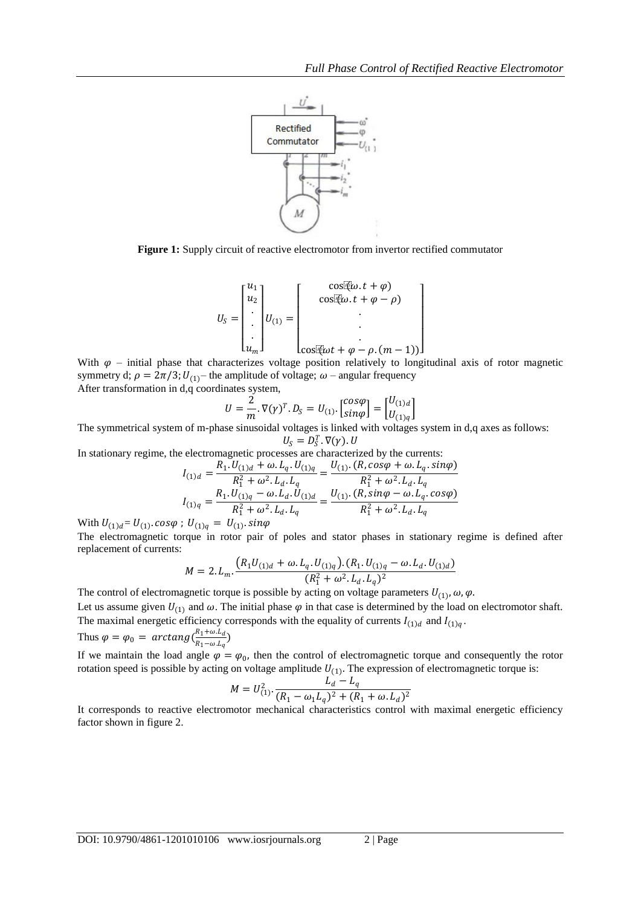**Figure 1:** Supply circuit of reactive electromotor from invertor rectified commutator

$$U_S = \begin{bmatrix} u_1 \\ u_2 \\ . \\ . \\ . \\ u_m \end{bmatrix} U_{(1)} = \begin{bmatrix} \cos(\omega.t + \varphi) \\ \cos(\omega.t + \varphi - \rho) \\ . \\ . \\ . \\ \cos(\omega t + \varphi - \rho.(m-1)) \end{bmatrix}$$

With $\varphi$ – initial phase that characterizes voltage position relatively to longitudinal axis of rotor magnetic symmetry d; $\rho = 2\pi/3$; $U_{(1)}$ – the amplitude of voltage; $\omega$ – angular frequency

After transformation in d,q coordinates system,

$$U = \frac{2}{m}.\nabla(\gamma)^T.D_S = U_{(1)}.\begin{bmatrix} cos\varphi \\ sin\varphi \end{bmatrix} = \begin{bmatrix} U_{(1)d} \\ U_{(1)q} \end{bmatrix}$$

The symmetrical system of m-phase sinusoidal voltages is linked with voltages system in d,q axes as follows:

$$U_S = D_S^T.\nabla(\gamma).U$$

In stationary regime, the electromagnetic processes are characterized by the currents:

$$I_{(1)d} = \frac{R_1.U_{(1)d} + \omega.L_q.U_{(1)q}}{R_1^2 + \omega^2.L_d.L_q} = \frac{U_{(1)}.(R, cos\varphi + \omega.L_q.sin\varphi)}{R_1^2 + \omega^2.L_d.L_q}$$

$$I_{(1)q} = \frac{R_1.U_{(1)q} - \omega.L_d.U_{(1)d}}{R_1^2 + \omega^2.L_d.L_q} = \frac{U_{(1)}.(R, sin\varphi - \omega.L_q.cos\varphi)}{R_1^2 + \omega^2.L_d.L_q}$$

With $U_{(1)d} = U_{(1)}.cos\varphi$ ; $U_{(1)q} = U_{(1)}.sin\varphi$

The electromagnetic torque in rotor pair of poles and stator phases in stationary regime is defined after replacement of currents:

$$M = 2.L_m.\frac{(R_1U_{(1)d} + \omega.L_q.U_{(1)q}).(R_1.U_{(1)q} - \omega.L_d.U_{(1)d})}{(R_1^2 + \omega^2.L_d.L_q)^2}$$

The control of electromagnetic torque is possible by acting on voltage parameters $U_{(1)}, \omega, \varphi$.

Let us assume given $U_{(1)}$ and $\omega$. The initial phase $\varphi$ in that case is determined by the load on electromotor shaft. The maximal energetic efficiency corresponds with the equality of currents $I_{(1)d}$ and $I_{(1)q}$.

Thus $\varphi = \varphi_0 = arctang(\frac{R_1 + \omega.L_d}{R_1 - \omega.L_q})$

If we maintain the load angle $\varphi = \varphi_0$, then the control of electromagnetic torque and consequently the rotor rotation speed is possible by acting on voltage amplitude $U_{(1)}$. The expression of electromagnetic torque is:

$$M = U_{(1)}^2.\frac{L_d - L_q}{(R_1 - \omega_1 L_q)^2 + (R_1 + \omega.L_d)^2}$$

It corresponds to reactive electromotor mechanical characteristics control with maximal energetic efficiency factor shown in figure 2.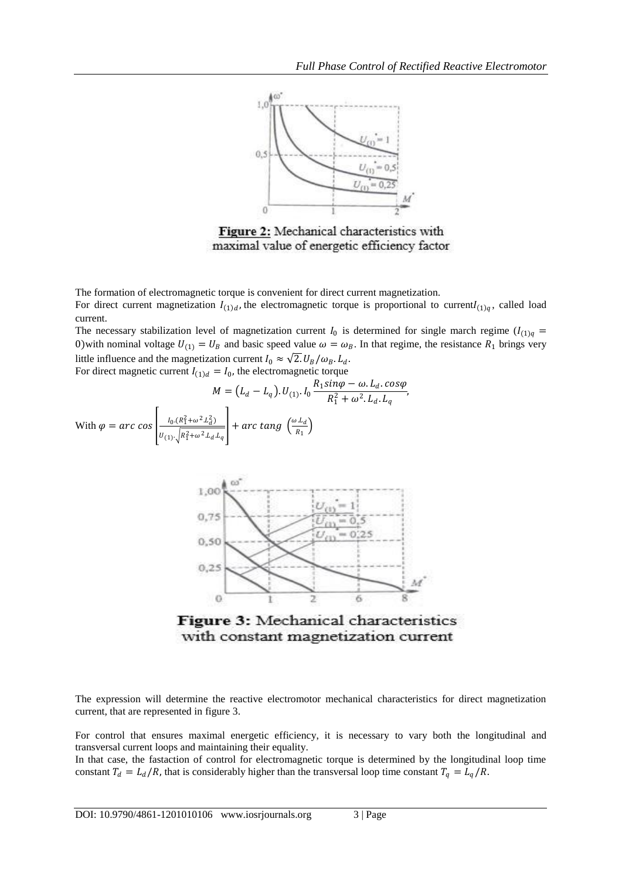Figure 2: Mechanical characteristics with maximal value of energetic efficiency factor

The formation of electromagnetic torque is convenient for direct current magnetization.

For direct current magnetization $I_{(1)d}$, the electromagnetic torque is proportional to current $I_{(1)q}$, called load current.

The necessary stabilization level of magnetization current $I_0$ is determined for single march regime ($I_{(1)q} = 0$) with nominal voltage $U_{(1)} = U_B$ and basic speed value $\omega = \omega_B$. In that regime, the resistance $R_1$ brings very little influence and the magnetization current $I_0 \approx \sqrt{2}.U_B/\omega_B.L_d$.

For direct magnetic current $I_{(1)d} = I_0$, the electromagnetic torque

$$M = (L_d - L_q).U_{(1)}.I_0 \frac{R_1 sin\varphi - \omega.L_d.cos\varphi}{R_1^2 + \omega^2.L_d.L_q},$$

With $\varphi = arc\ cos\left[\frac{I_0.(R_1^2+\omega^2.L_d^2)}{U_{(1)}.\sqrt{R_1^2+\omega^2.L_d.L_q}}\right] + arc\ tang\ \left(\frac{\omega.L_d}{R_1}\right)$

Figure 3: Mechanical characteristics with constant magnetization current

The expression will determine the reactive electromotor mechanical characteristics for direct magnetization current, that are represented in figure 3.

For control that ensures maximal energetic efficiency, it is necessary to vary both the longitudinal and transversal current loops and maintaining their equality.

In that case, the fastaction of control for electromagnetic torque is determined by the longitudinal loop time constant $T_d = L_d/R$, that is considerably higher than the transversal loop time constant $T_q = L_q/R$.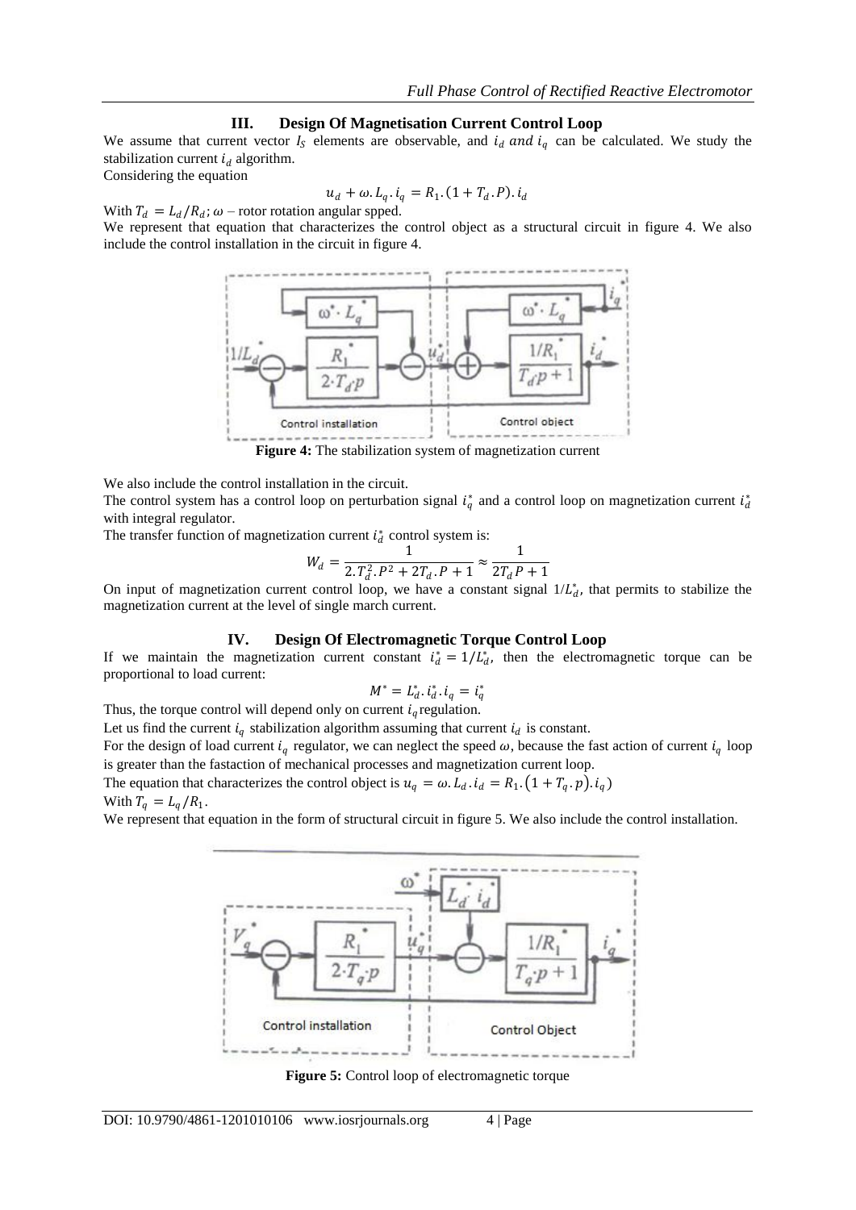## III. Design Of Magnetisation Current Control Loop

We assume that current vector $I_S$ elements are observable, and $i_d$ *and* $i_q$ can be calculated. We study the stabilization current $i_d$ algorithm.

Considering the equation

$$u_d + \omega . L_q . i_q = R_1 . (1 + T_d . P) . i_d$$

With $T_d = L_d / R_d$; $\omega$ – rotor rotation angular spped.

We represent that equation that characterizes the control object as a structural circuit in figure 4. We also include the control installation in the circuit in figure 4.

**Figure 4:** The stabilization system of magnetization current

We also include the control installation in the circuit.

The control system has a control loop on perturbation signal $i_q^*$ and a control loop on magnetization current $i_d^*$ with integral regulator.

The transfer function of magnetization current $i_d^*$ control system is:

$$W_d = \frac{1}{2.T_d^2.P^2 + 2T_d.P + 1} \approx \frac{1}{2T_d P + 1}$$

On input of magnetization current control loop, we have a constant signal $1/L_d^*$, that permits to stabilize the magnetization current at the level of single march current.

## IV. Design Of Electromagnetic Torque Control Loop

If we maintain the magnetization current constant $i_d^* = 1/L_d^*$, then the electromagnetic torque can be proportional to load current:

$$M^* = L_d^* . i_d^* . i_q = i_q^*$$

Thus, the torque control will depend only on current $i_q$ regulation.

Let us find the current $i_q$ stabilization algorithm assuming that current $i_d$ is constant.

For the design of load current $i_q$ regulator, we can neglect the speed $\omega$, because the fast action of current $i_q$ loop is greater than the fastaction of mechanical processes and magnetization current loop.

The equation that characterizes the control object is $u_q = \omega . L_d . i_d = R_1 . (1 + T_q . p) . i_q)$

With $T_q = L_q / R_1$.

We represent that equation in the form of structural circuit in figure 5. We also include the control installation.

**Figure 5:** Control loop of electromagnetic torque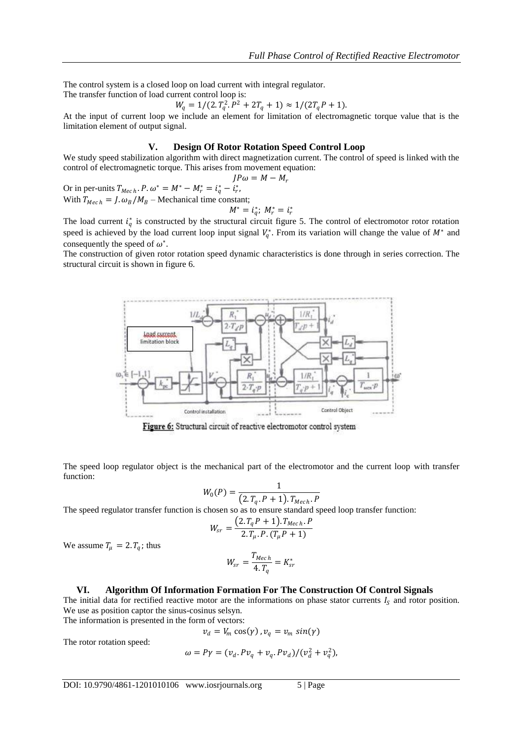The control system is a closed loop on load current with integral regulator.

The transfer function of load current control loop is:

$$W_q = 1/(2.T_q^2.P^2 + 2T_q + 1) \approx 1/(2T_q P + 1).$$

At the input of current loop we include an element for limitation of electromagnetic torque value that is the limitation element of output signal.

## V. Design Of Rotor Rotation Speed Control Loop

We study speed stabilization algorithm with direct magnetization current. The control of speed is linked with the control of electromagnetic torque. This arises from movement equation:

$$JP\omega = M - M_r$$

Or in per-units $T_{Mech}.P.\omega^* = M^* - M_r^* = i_q^* - i_r^*$,

With $T_{Mech} = J.\omega_B/M_B$ – Mechanical time constant;

$$M^* = i_q^*;\ M_r^* = i_r^*$$

The load current $i_q^*$ is constructed by the structural circuit figure 5. The control of electromotor rotor rotation speed is achieved by the load current loop input signal $V_q^*$. From its variation will change the value of $M^*$ and consequently the speed of $\omega^*$.

The construction of given rotor rotation speed dynamic characteristics is done through in series correction. The structural circuit is shown in figure 6.

Figure 6: Structural circuit of reactive electromotor control system

The speed loop regulator object is the mechanical part of the electromotor and the current loop with transfer function:

$$W_0(P) = \frac{1}{(2.T_q.P + 1).T_{Mech}.P}$$

The speed regulator transfer function is chosen so as to ensure standard speed loop transfer function:

$$W_{sr} = \frac{(2.T_q P + 1).T_{Mech}.P}{2.T_\mu.P.(T_\mu P + 1)}$$

We assume $T_\mu = 2.T_q$; thus

$$W_{sr} = \frac{T_{Mech}}{4.T_q} = K_{sr}^*$$

## VI. Algorithm Of Information Formation For The Construction Of Control Signals

The initial data for rectified reactive motor are the informations on phase stator currents $I_S$ and rotor position. We use as position captor the sinus-cosinus selsyn.

The information is presented in the form of vectors:

$$v_d = V_m \cos(\gamma)\, , v_q = v_m \sin(\gamma)$$

The rotor rotation speed:

$$\omega = P\gamma = (v_d.Pv_q + v_q.Pv_d)/(v_d^2 + v_q^2),$$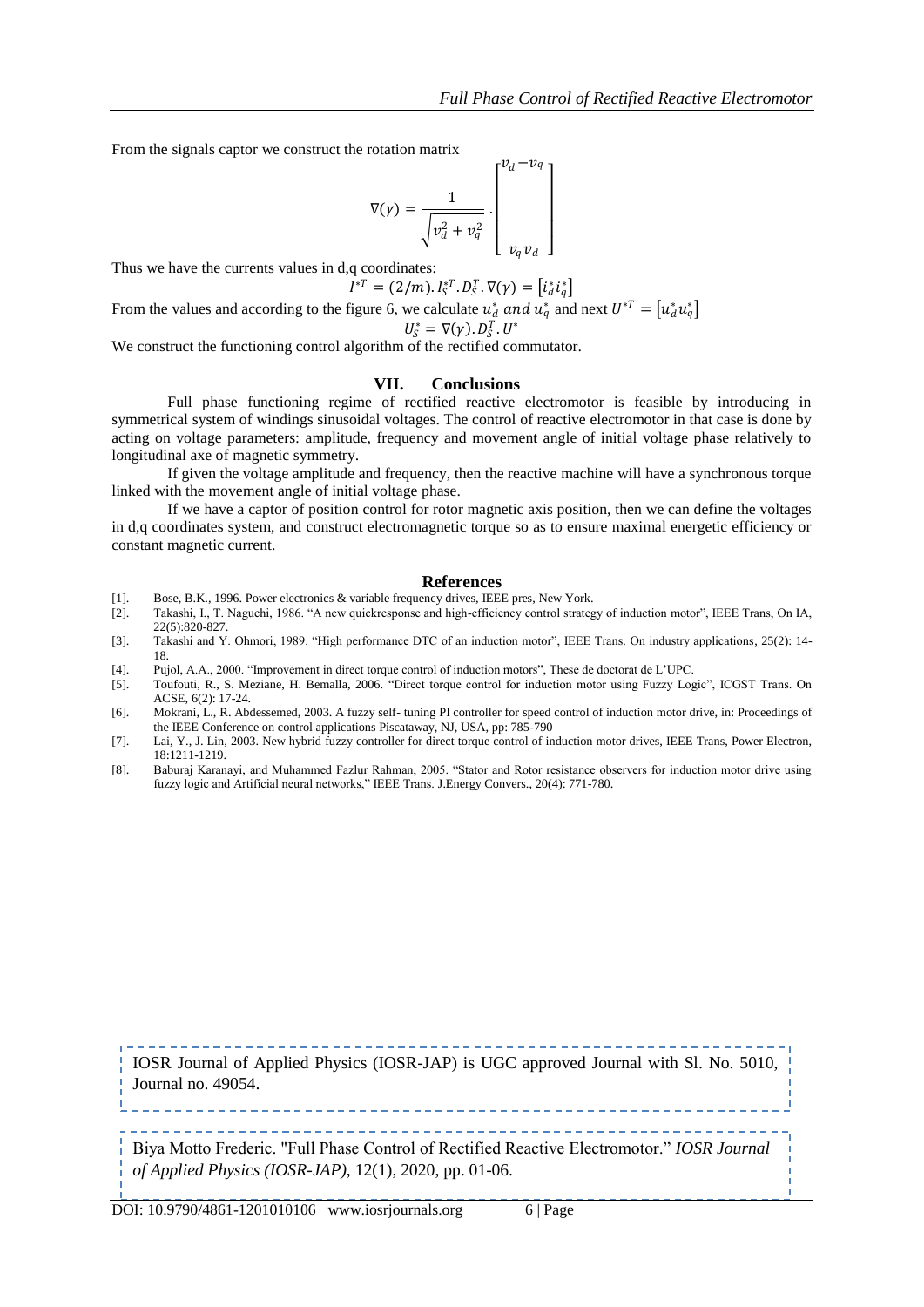From the signals captor we construct the rotation matrix

$$\nabla(\gamma) = \frac{1}{\sqrt{v_d^2 + v_q^2}} \cdot \begin{bmatrix} v_d - v_q \\ \\ \\ v_q \, v_d \end{bmatrix}$$

Thus we have the currents values in d,q coordinates:

$$I^{*T} = (2/m).\, I_S^{*T}.\, D_S^T.\, \nabla(\gamma) = \left[ i_d^* i_q^* \right]$$

From the values and according to the figure 6, we calculate $u_d^*$ *and* $u_q^*$ and next $U^{*T} = \left[ u_d^* u_q^* \right]$

$$U_S^* = \nabla(\gamma).\, D_S^T.\, U^*$$

We construct the functioning control algorithm of the rectified commutator.

## VII. Conclusions

Full phase functioning regime of rectified reactive electromotor is feasible by introducing in symmetrical system of windings sinusoidal voltages. The control of reactive electromotor in that case is done by acting on voltage parameters: amplitude, frequency and movement angle of initial voltage phase relatively to longitudinal axe of magnetic symmetry.

If given the voltage amplitude and frequency, then the reactive machine will have a synchronous torque linked with the movement angle of initial voltage phase.

If we have a captor of position control for rotor magnetic axis position, then we can define the voltages in d,q coordinates system, and construct electromagnetic torque so as to ensure maximal energetic efficiency or constant magnetic current.

## References

[1]. Bose, B.K., 1996. Power electronics & variable frequency drives, IEEE pres, New York.

[2]. Takashi, I., T. Naguchi, 1986. "A new quickresponse and high-efficiency control strategy of induction motor", IEEE Trans, On IA, 22(5):820-827.

[3]. Takashi and Y. Ohmori, 1989. "High performance DTC of an induction motor", IEEE Trans. On industry applications, 25(2): 14-18.

[4]. Pujol, A.A., 2000. "Improvement in direct torque control of induction motors", These de doctorat de L'UPC.

[5]. Toufouti, R., S. Meziane, H. Bemalla, 2006. "Direct torque control for induction motor using Fuzzy Logic", ICGST Trans. On ACSE, 6(2): 17-24.

[6]. Mokrani, L., R. Abdessemed, 2003. A fuzzy self- tuning PI controller for speed control of induction motor drive, in: Proceedings of the IEEE Conference on control applications Piscataway, NJ, USA, pp: 785-790

[7]. Lai, Y., J. Lin, 2003. New hybrid fuzzy controller for direct torque control of induction motor drives, IEEE Trans, Power Electron, 18:1211-1219.

[8]. Baburaj Karanayi, and Muhammed Fazlur Rahman, 2005. "Stator and Rotor resistance observers for induction motor drive using fuzzy logic and Artificial neural networks," IEEE Trans. J.Energy Convers., 20(4): 771-780.

IOSR Journal of Applied Physics (IOSR-JAP) is UGC approved Journal with Sl. No. 5010, Journal no. 49054.

Biya Motto Frederic. "Full Phase Control of Rectified Reactive Electromotor." *IOSR Journal of Applied Physics (IOSR-JAP)*, 12(1), 2020, pp. 01-06.